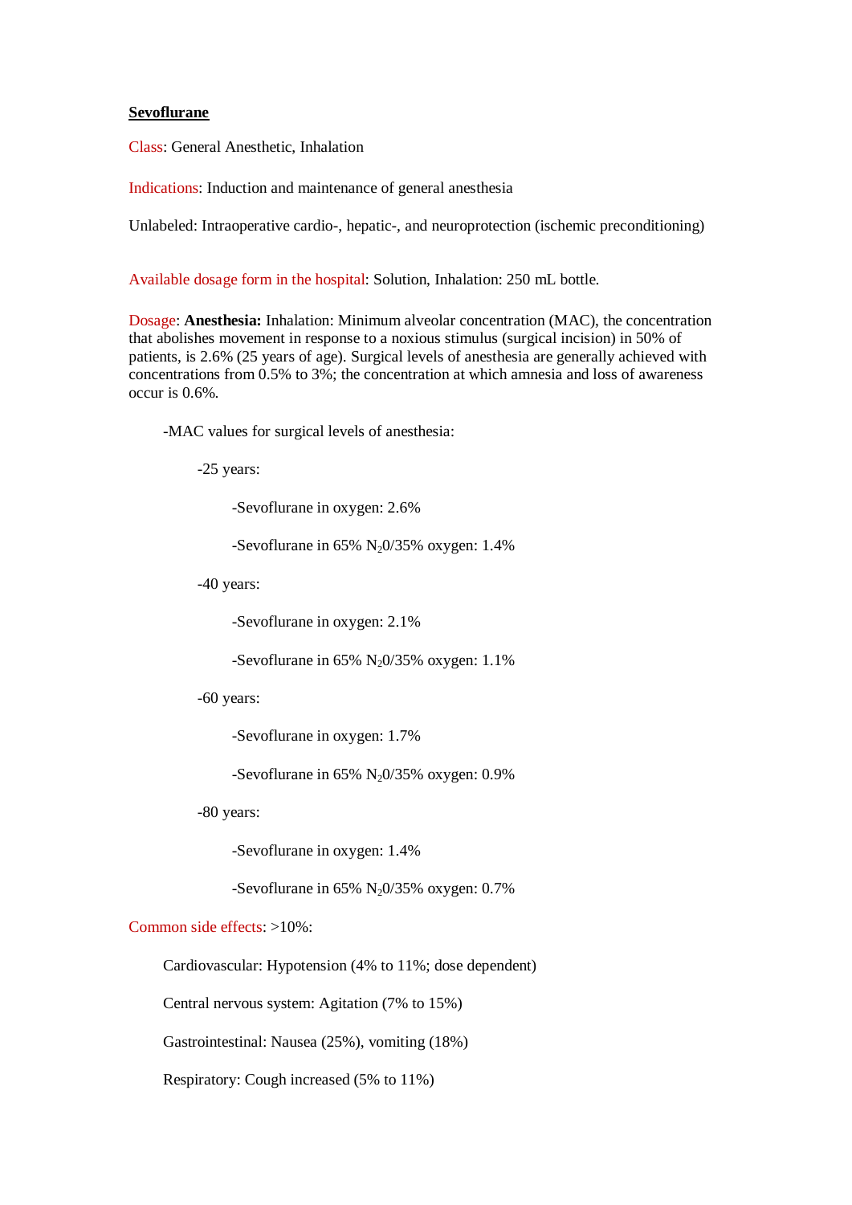# **Sevoflurane**

Class: General Anesthetic, Inhalation

Indications: Induction and maintenance of general anesthesia

Unlabeled: Intraoperative cardio-, hepatic-, and neuroprotection (ischemic preconditioning)

Available dosage form in the hospital: Solution, Inhalation: 250 mL bottle.

Dosage: **Anesthesia:** Inhalation: Minimum alveolar concentration (MAC), the concentration that abolishes movement in response to a noxious stimulus (surgical incision) in 50% of patients, is 2.6% (25 years of age). Surgical levels of anesthesia are generally achieved with concentrations from 0.5% to 3%; the concentration at which amnesia and loss of awareness occur is 0.6%.

- MAC values for surgical levels of anesthesia:
  - 25 years:
    - Sevoflurane in oxygen: 2.6%
    - Sevoflurane in 65% $N_20$/35% oxygen: 1.4%
  - 40 years:
    - Sevoflurane in oxygen: 2.1%
    - Sevoflurane in 65% $N_20$/35% oxygen: 1.1%
  - 60 years:
    - Sevoflurane in oxygen: 1.7%
    - Sevoflurane in 65% $N_20$/35% oxygen: 0.9%
  - 80 years:
    - Sevoflurane in oxygen: 1.4%
    - Sevoflurane in 65% $N_20$/35% oxygen: 0.7%

Common side effects: >10%:

- Cardiovascular: Hypotension (4% to 11%; dose dependent)
- Central nervous system: Agitation (7% to 15%)
- Gastrointestinal: Nausea (25%), vomiting (18%)
- Respiratory: Cough increased (5% to 11%)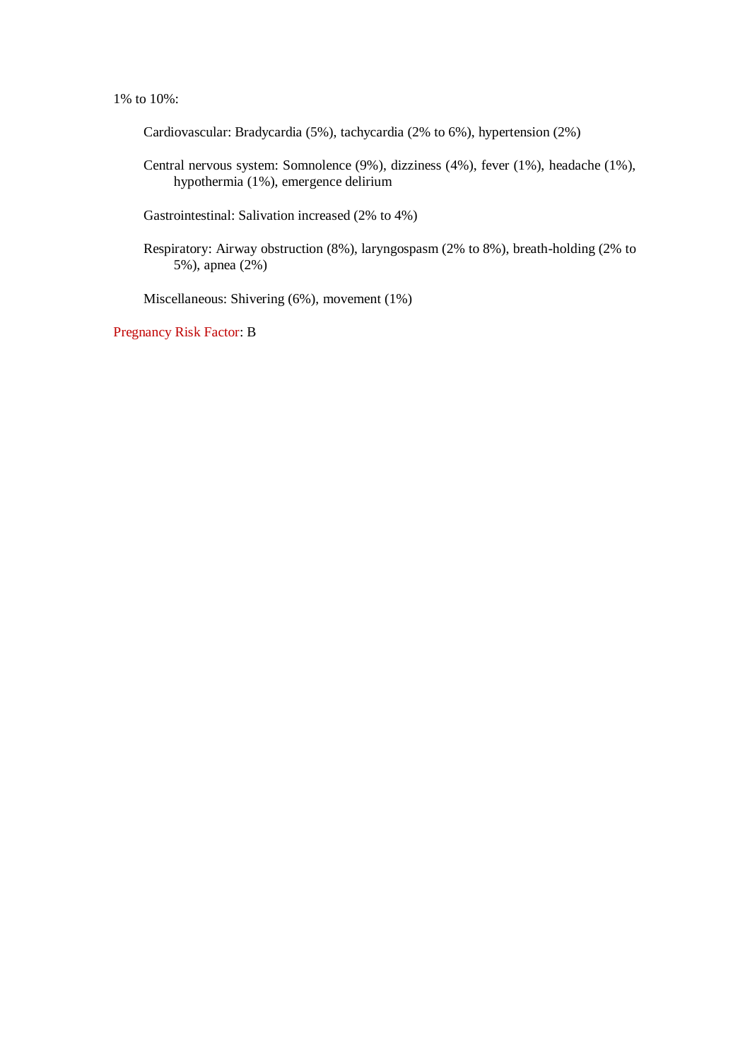1% to 10%:

- Cardiovascular: Bradycardia (5%), tachycardia (2% to 6%), hypertension (2%)
- Central nervous system: Somnolence (9%), dizziness (4%), fever (1%), headache (1%), hypothermia (1%), emergence delirium
- Gastrointestinal: Salivation increased (2% to 4%)
- Respiratory: Airway obstruction (8%), laryngospasm (2% to 8%), breath-holding (2% to 5%), apnea (2%)
- Miscellaneous: Shivering (6%), movement (1%)

Pregnancy Risk Factor: B